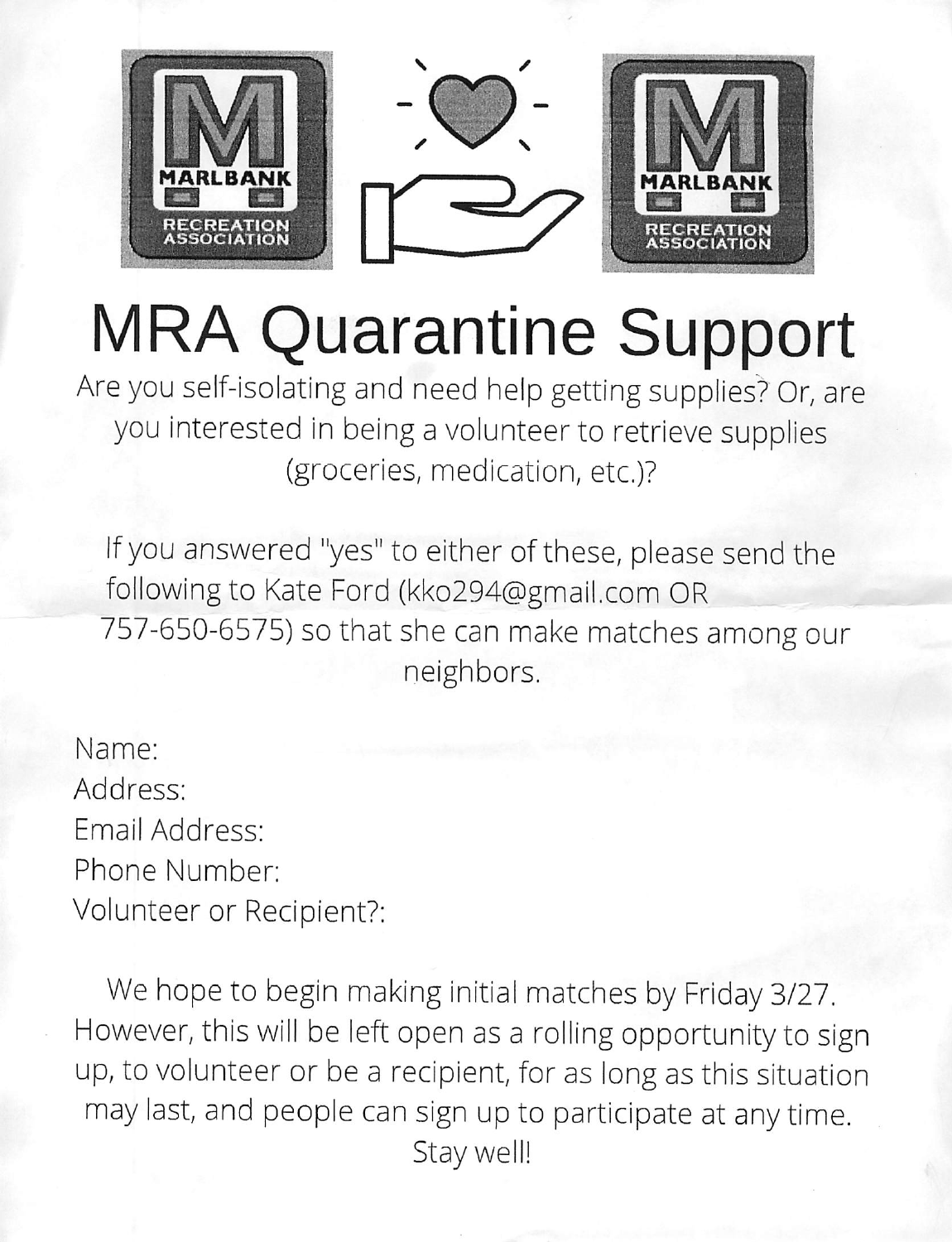# MRA Quarantine Support

Are you self-isolating and need help getting supplies? Or, are you interested in being a volunteer to retrieve supplies (groceries, medication, etc.)?

If you answered "yes" to either of these, please send the following to Kate Ford (kko294@gmail.com OR 757-650-6575) so that she can make matches among our neighbors.

Name:
Address:
Email Address:
Phone Number:
Volunteer or Recipient?:

We hope to begin making initial matches by Friday 3/27. However, this will be left open as a rolling opportunity to sign up, to volunteer or be a recipient, for as long as this situation may last, and people can sign up to participate at any time. Stay well!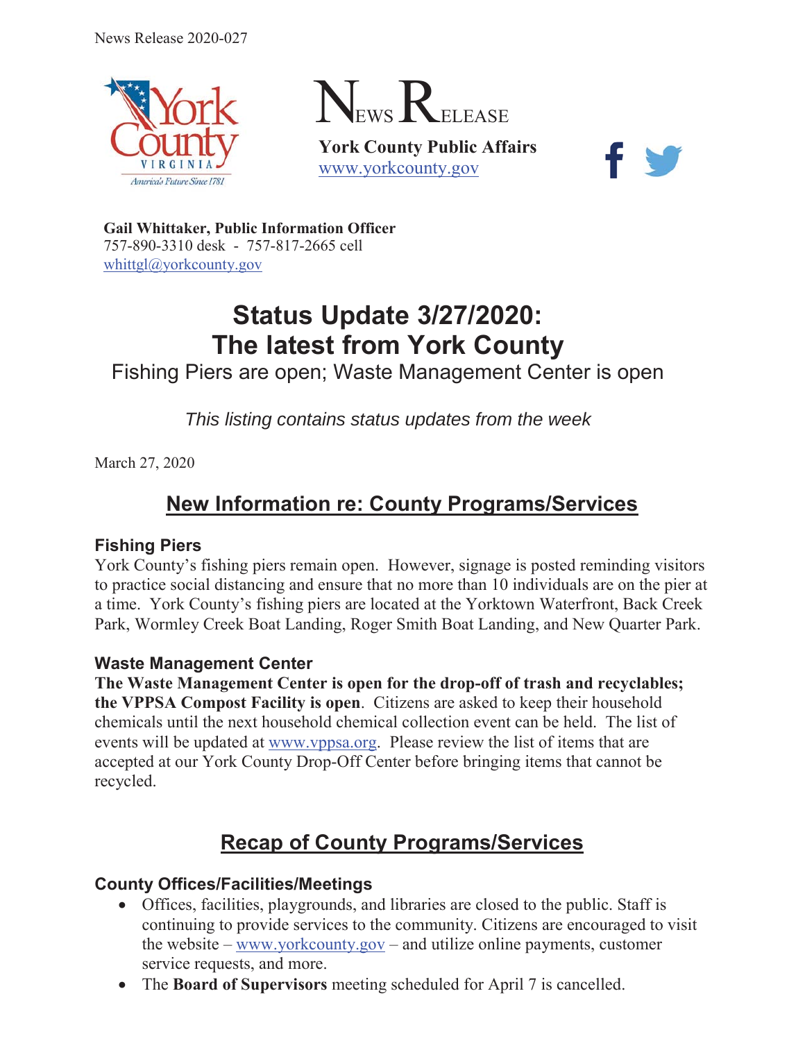News Release 2020-027

# NEWS RELEASE

**York County Public Affairs**
[www.yorkcounty.gov](http://www.yorkcounty.gov)

**Gail Whittaker, Public Information Officer**
757-890-3310 desk - 757-817-2665 cell
[whittgl@yorkcounty.gov](mailto:whittgl@yorkcounty.gov)

# Status Update 3/27/2020: The latest from York County

## Fishing Piers are open; Waste Management Center is open

*This listing contains status updates from the week*

March 27, 2020

## New Information re: County Programs/Services

### Fishing Piers

York County's fishing piers remain open. However, signage is posted reminding visitors to practice social distancing and ensure that no more than 10 individuals are on the pier at a time. York County's fishing piers are located at the Yorktown Waterfront, Back Creek Park, Wormley Creek Boat Landing, Roger Smith Boat Landing, and New Quarter Park.

### Waste Management Center

**The Waste Management Center is open for the drop-off of trash and recyclables; the VPPSA Compost Facility is open**. Citizens are asked to keep their household chemicals until the next household chemical collection event can be held. The list of events will be updated at [www.vppsa.org](http://www.vppsa.org). Please review the list of items that are accepted at our York County Drop-Off Center before bringing items that cannot be recycled.

## Recap of County Programs/Services

### County Offices/Facilities/Meetings

- Offices, facilities, playgrounds, and libraries are closed to the public. Staff is continuing to provide services to the community. Citizens are encouraged to visit the website – [www.yorkcounty.gov](http://www.yorkcounty.gov) – and utilize online payments, customer service requests, and more.
- The **Board of Supervisors** meeting scheduled for April 7 is cancelled.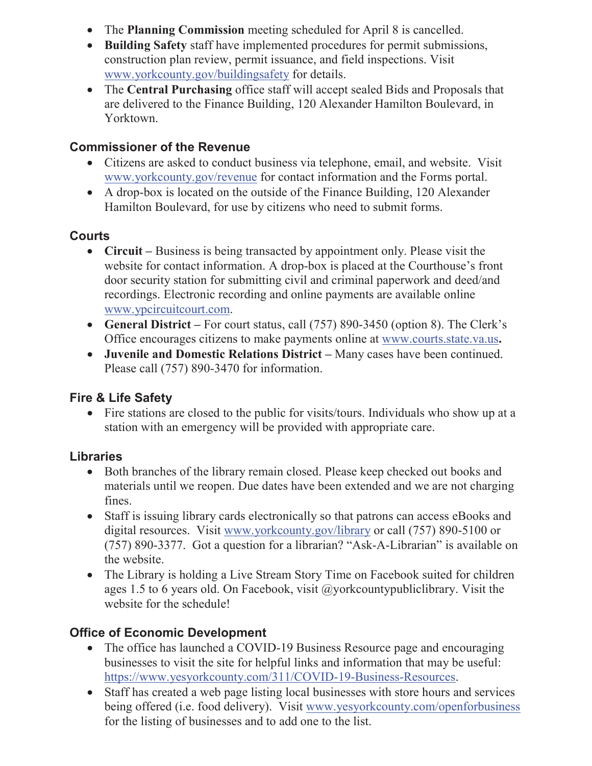- The **Planning Commission** meeting scheduled for April 8 is cancelled.
- **Building Safety** staff have implemented procedures for permit submissions, construction plan review, permit issuance, and field inspections. Visit www.yorkcounty.gov/buildingsafety for details.
- The **Central Purchasing** office staff will accept sealed Bids and Proposals that are delivered to the Finance Building, 120 Alexander Hamilton Boulevard, in Yorktown.

### Commissioner of the Revenue

- Citizens are asked to conduct business via telephone, email, and website. Visit www.yorkcounty.gov/revenue for contact information and the Forms portal.
- A drop-box is located on the outside of the Finance Building, 120 Alexander Hamilton Boulevard, for use by citizens who need to submit forms.

### Courts

- **Circuit –** Business is being transacted by appointment only. Please visit the website for contact information. A drop-box is placed at the Courthouse's front door security station for submitting civil and criminal paperwork and deed/and recordings. Electronic recording and online payments are available online www.ypcircuitcourt.com.
- **General District –** For court status, call (757) 890-3450 (option 8). The Clerk's Office encourages citizens to make payments online at www.courts.state.va.us**.**
- **Juvenile and Domestic Relations District –** Many cases have been continued. Please call (757) 890-3470 for information.

### Fire & Life Safety

- Fire stations are closed to the public for visits/tours. Individuals who show up at a station with an emergency will be provided with appropriate care.

### Libraries

- Both branches of the library remain closed. Please keep checked out books and materials until we reopen. Due dates have been extended and we are not charging fines.
- Staff is issuing library cards electronically so that patrons can access eBooks and digital resources. Visit www.yorkcounty.gov/library or call (757) 890-5100 or (757) 890-3377. Got a question for a librarian? "Ask-A-Librarian" is available on the website.
- The Library is holding a Live Stream Story Time on Facebook suited for children ages 1.5 to 6 years old. On Facebook, visit @yorkcountypubliclibrary. Visit the website for the schedule!

### Office of Economic Development

- The office has launched a COVID-19 Business Resource page and encouraging businesses to visit the site for helpful links and information that may be useful: https://www.yesyorkcounty.com/311/COVID-19-Business-Resources.
- Staff has created a web page listing local businesses with store hours and services being offered (i.e. food delivery). Visit www.yesyorkcounty.com/openforbusiness for the listing of businesses and to add one to the list.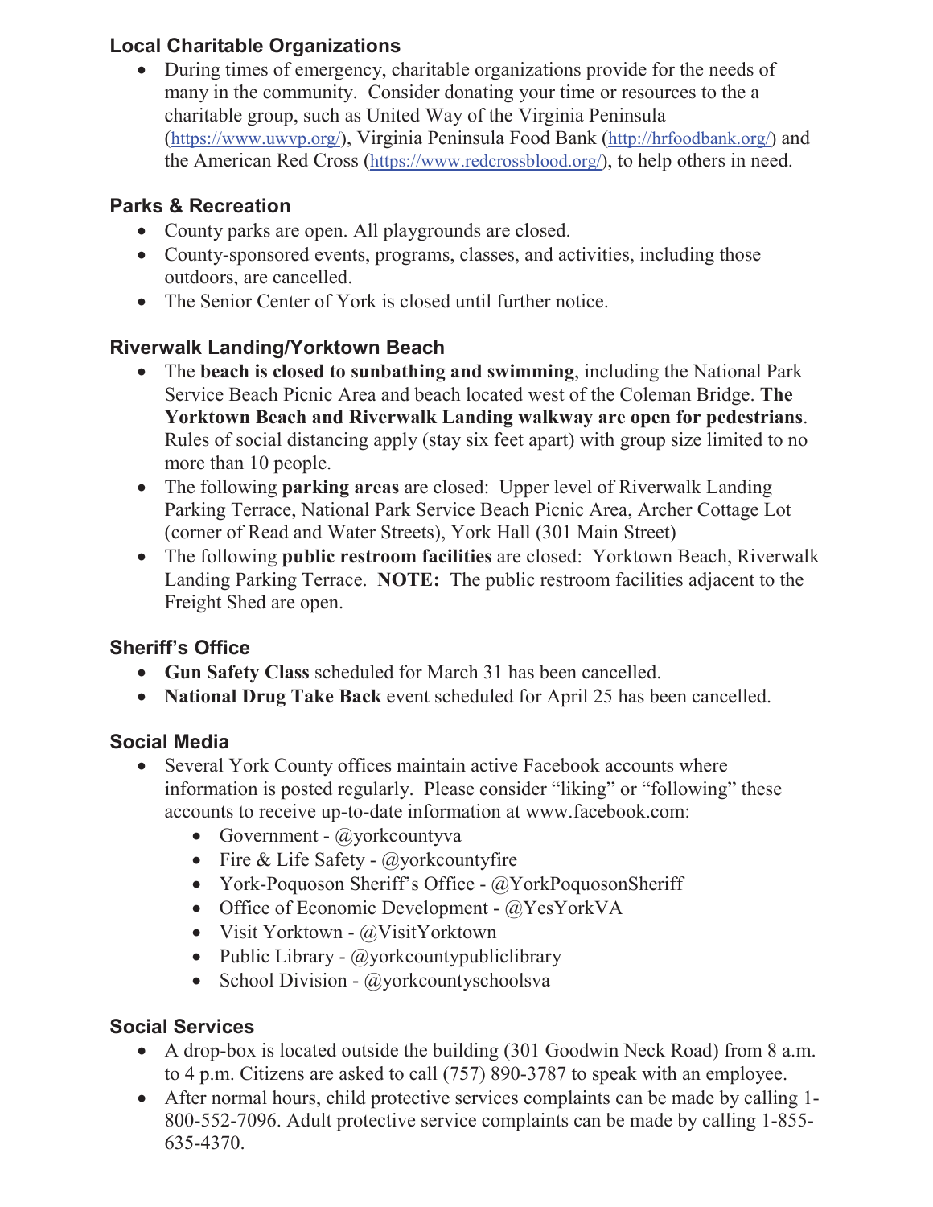### Local Charitable Organizations

- During times of emergency, charitable organizations provide for the needs of many in the community. Consider donating your time or resources to the a charitable group, such as United Way of the Virginia Peninsula (https://www.uwvp.org/), Virginia Peninsula Food Bank (http://hrfoodbank.org/) and the American Red Cross (https://www.redcrossblood.org/), to help others in need.

### Parks & Recreation

- County parks are open. All playgrounds are closed.
- County-sponsored events, programs, classes, and activities, including those outdoors, are cancelled.
- The Senior Center of York is closed until further notice.

### Riverwalk Landing/Yorktown Beach

- The **beach is closed to sunbathing and swimming**, including the National Park Service Beach Picnic Area and beach located west of the Coleman Bridge. **The Yorktown Beach and Riverwalk Landing walkway are open for pedestrians**. Rules of social distancing apply (stay six feet apart) with group size limited to no more than 10 people.
- The following **parking areas** are closed: Upper level of Riverwalk Landing Parking Terrace, National Park Service Beach Picnic Area, Archer Cottage Lot (corner of Read and Water Streets), York Hall (301 Main Street)
- The following **public restroom facilities** are closed: Yorktown Beach, Riverwalk Landing Parking Terrace. **NOTE:** The public restroom facilities adjacent to the Freight Shed are open.

### Sheriff's Office

- **Gun Safety Class** scheduled for March 31 has been cancelled.
- **National Drug Take Back** event scheduled for April 25 has been cancelled.

### Social Media

- Several York County offices maintain active Facebook accounts where information is posted regularly. Please consider "liking" or "following" these accounts to receive up-to-date information at www.facebook.com:
  - Government - @yorkcountyva
  - Fire & Life Safety - @yorkcountyfire
  - York-Poquoson Sheriff's Office - @YorkPoquosonSheriff
  - Office of Economic Development - @YesYorkVA
  - Visit Yorktown - @VisitYorktown
  - Public Library - @yorkcountypubliclibrary
  - School Division - @yorkcountyschoolsva

### Social Services

- A drop-box is located outside the building (301 Goodwin Neck Road) from 8 a.m. to 4 p.m. Citizens are asked to call (757) 890-3787 to speak with an employee.
- After normal hours, child protective services complaints can be made by calling 1-800-552-7096. Adult protective service complaints can be made by calling 1-855-635-4370.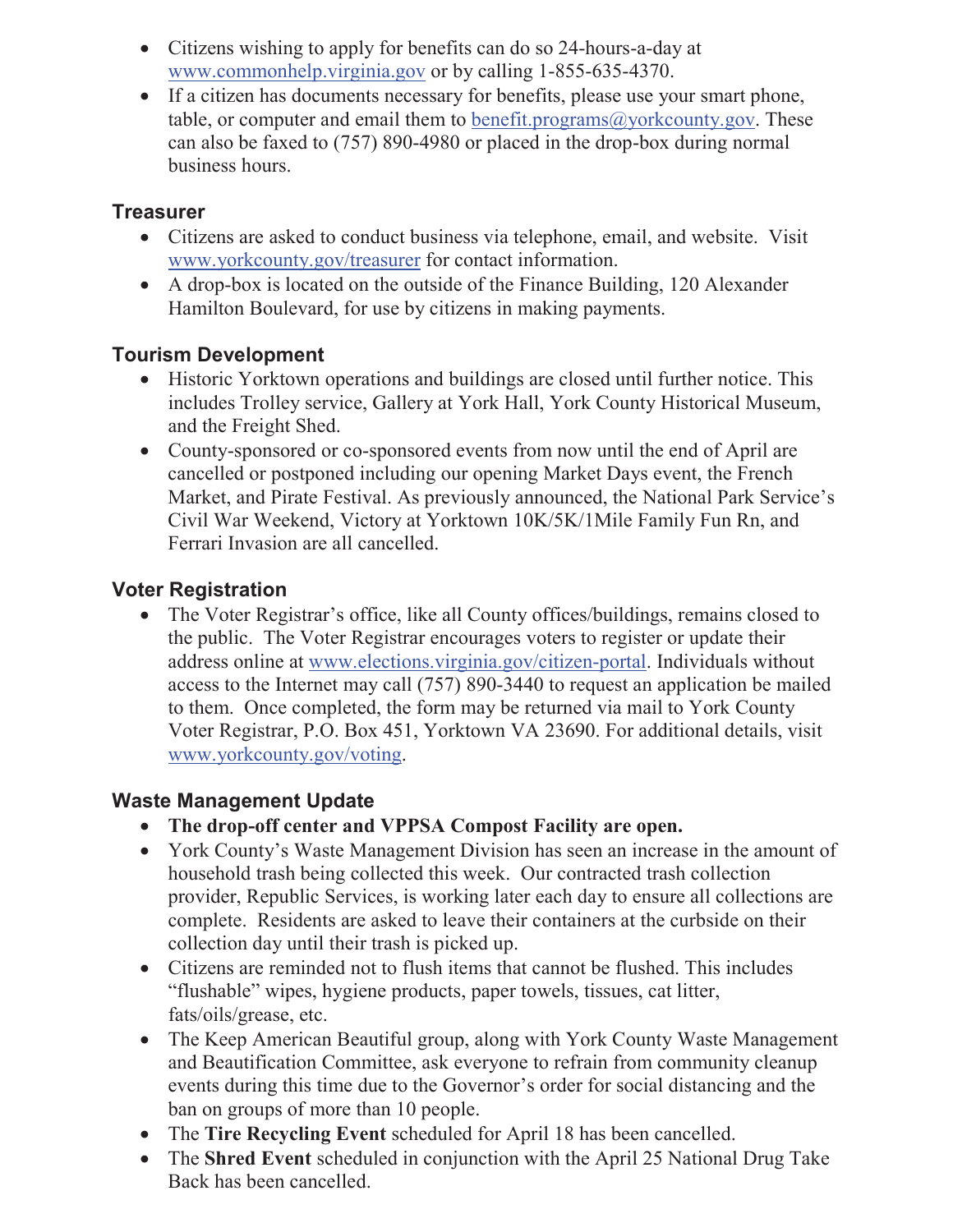- Citizens wishing to apply for benefits can do so 24-hours-a-day at www.commonhelp.virginia.gov or by calling 1-855-635-4370.
- If a citizen has documents necessary for benefits, please use your smart phone, table, or computer and email them to benefit.programs@yorkcounty.gov. These can also be faxed to (757) 890-4980 or placed in the drop-box during normal business hours.

## Treasurer

- Citizens are asked to conduct business via telephone, email, and website. Visit www.yorkcounty.gov/treasurer for contact information.
- A drop-box is located on the outside of the Finance Building, 120 Alexander Hamilton Boulevard, for use by citizens in making payments.

## Tourism Development

- Historic Yorktown operations and buildings are closed until further notice. This includes Trolley service, Gallery at York Hall, York County Historical Museum, and the Freight Shed.
- County-sponsored or co-sponsored events from now until the end of April are cancelled or postponed including our opening Market Days event, the French Market, and Pirate Festival. As previously announced, the National Park Service's Civil War Weekend, Victory at Yorktown 10K/5K/1Mile Family Fun Rn, and Ferrari Invasion are all cancelled.

## Voter Registration

- The Voter Registrar's office, like all County offices/buildings, remains closed to the public. The Voter Registrar encourages voters to register or update their address online at www.elections.virginia.gov/citizen-portal. Individuals without access to the Internet may call (757) 890-3440 to request an application be mailed to them. Once completed, the form may be returned via mail to York County Voter Registrar, P.O. Box 451, Yorktown VA 23690. For additional details, visit www.yorkcounty.gov/voting.

## Waste Management Update

- **The drop-off center and VPPSA Compost Facility are open.**
- York County's Waste Management Division has seen an increase in the amount of household trash being collected this week. Our contracted trash collection provider, Republic Services, is working later each day to ensure all collections are complete. Residents are asked to leave their containers at the curbside on their collection day until their trash is picked up.
- Citizens are reminded not to flush items that cannot be flushed. This includes "flushable" wipes, hygiene products, paper towels, tissues, cat litter, fats/oils/grease, etc.
- The Keep American Beautiful group, along with York County Waste Management and Beautification Committee, ask everyone to refrain from community cleanup events during this time due to the Governor's order for social distancing and the ban on groups of more than 10 people.
- The **Tire Recycling Event** scheduled for April 18 has been cancelled.
- The **Shred Event** scheduled in conjunction with the April 25 National Drug Take Back has been cancelled.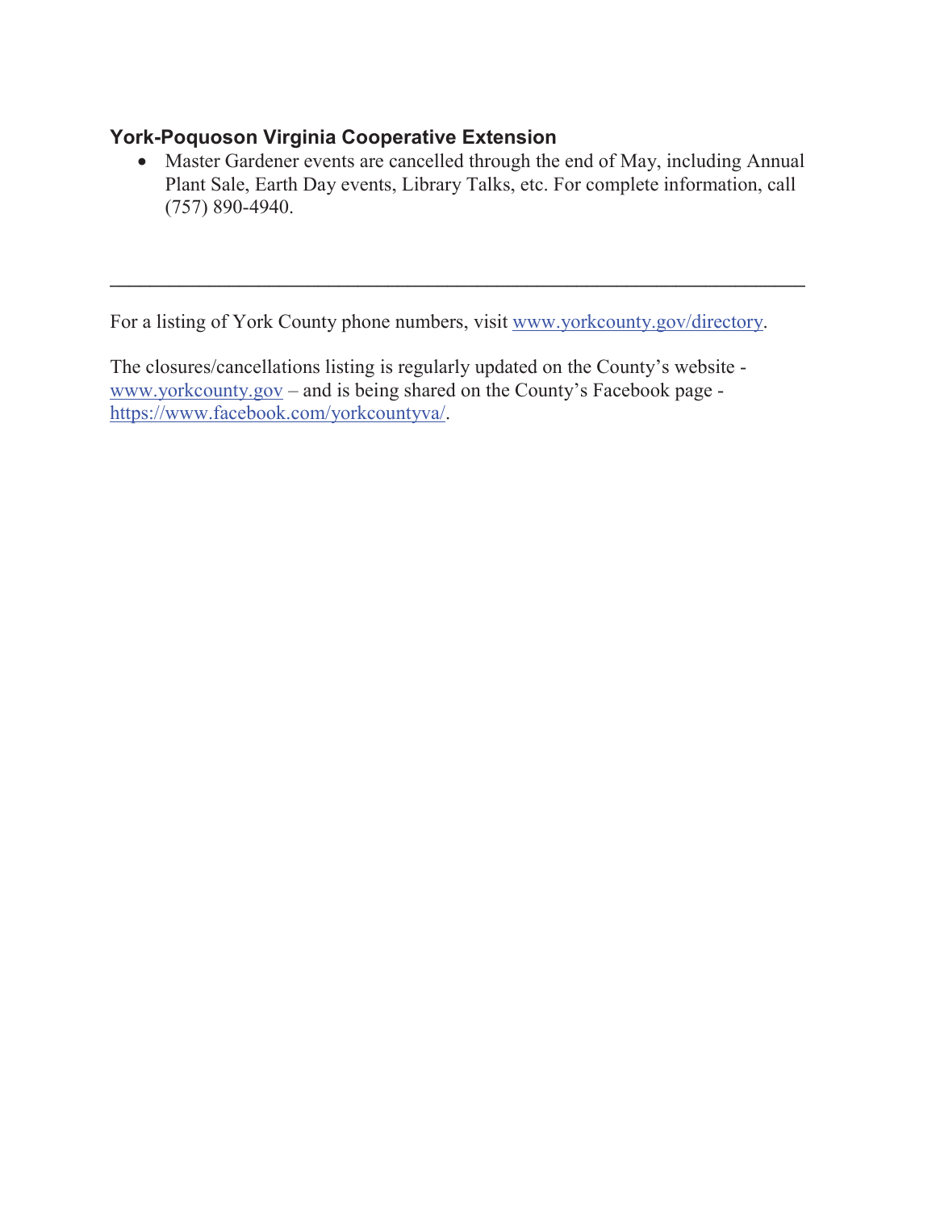### York-Poquoson Virginia Cooperative Extension

- Master Gardener events are cancelled through the end of May, including Annual Plant Sale, Earth Day events, Library Talks, etc. For complete information, call (757) 890-4940.

---

For a listing of York County phone numbers, visit [www.yorkcounty.gov/directory](http://www.yorkcounty.gov/directory).

The closures/cancellations listing is regularly updated on the County's website - [www.yorkcounty.gov](http://www.yorkcounty.gov) – and is being shared on the County's Facebook page - [https://www.facebook.com/yorkcountyva/](https://www.facebook.com/yorkcountyva/).